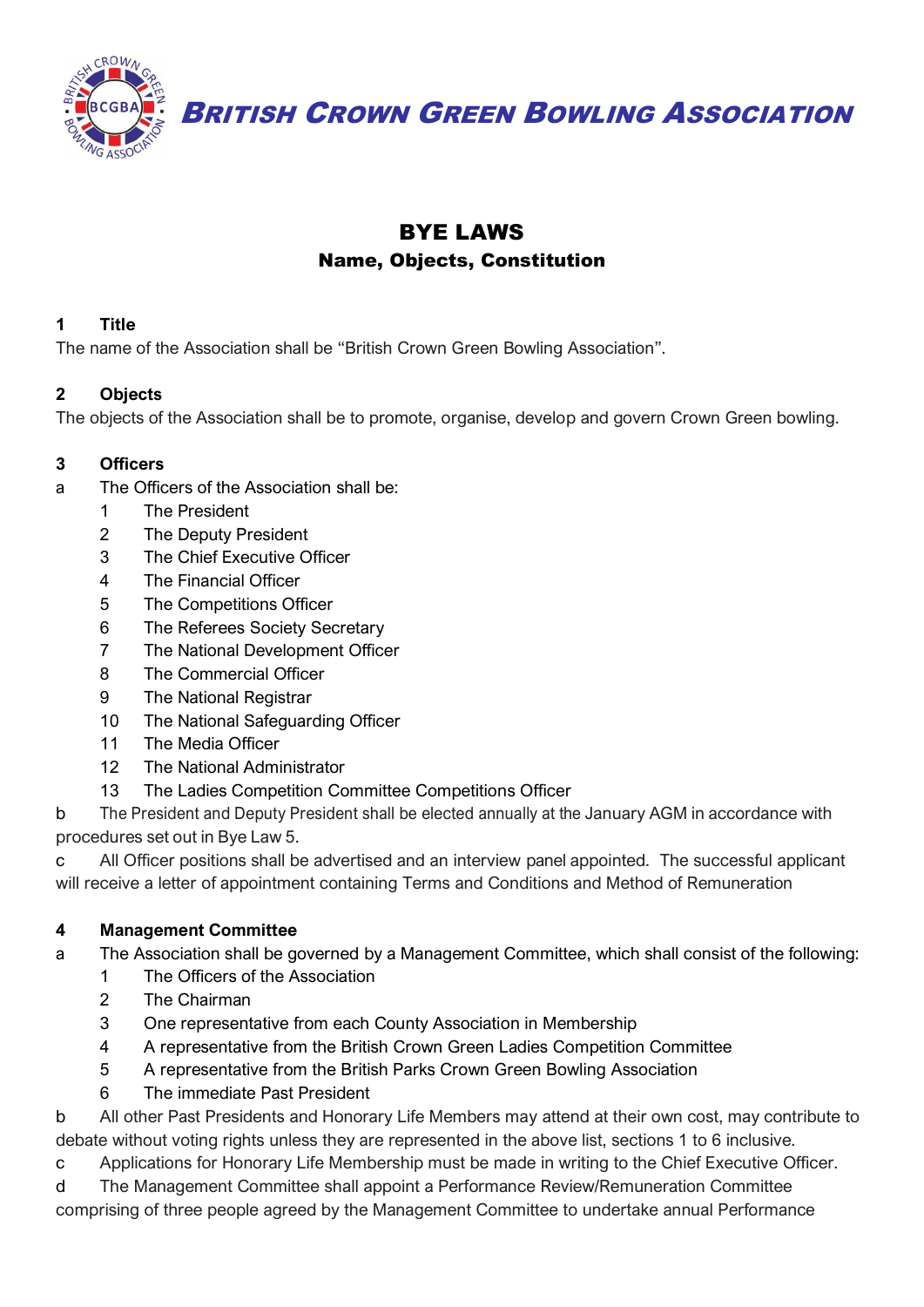# British Crown Green Bowling Association

## BYE LAWS

### Name, Objects, Constitution

**1 Title**

The name of the Association shall be "British Crown Green Bowling Association".

**2 Objects**

The objects of the Association shall be to promote, organise, develop and govern Crown Green bowling.

**3 Officers**

a The Officers of the Association shall be:

1. The President
2. The Deputy President
3. The Chief Executive Officer
4. The Financial Officer
5. The Competitions Officer
6. The Referees Society Secretary
7. The National Development Officer
8. The Commercial Officer
9. The National Registrar
10. The National Safeguarding Officer
11. The Media Officer
12. The National Administrator
13. The Ladies Competition Committee Competitions Officer

b The President and Deputy President shall be elected annually at the January AGM in accordance with procedures set out in Bye Law 5.

c All Officer positions shall be advertised and an interview panel appointed. The successful applicant will receive a letter of appointment containing Terms and Conditions and Method of Remuneration

**4 Management Committee**

a The Association shall be governed by a Management Committee, which shall consist of the following:

1. The Officers of the Association
2. The Chairman
3. One representative from each County Association in Membership
4. A representative from the British Crown Green Ladies Competition Committee
5. A representative from the British Parks Crown Green Bowling Association
6. The immediate Past President

b All other Past Presidents and Honorary Life Members may attend at their own cost, may contribute to debate without voting rights unless they are represented in the above list, sections 1 to 6 inclusive.

c Applications for Honorary Life Membership must be made in writing to the Chief Executive Officer.

d The Management Committee shall appoint a Performance Review/Remuneration Committee comprising of three people agreed by the Management Committee to undertake annual Performance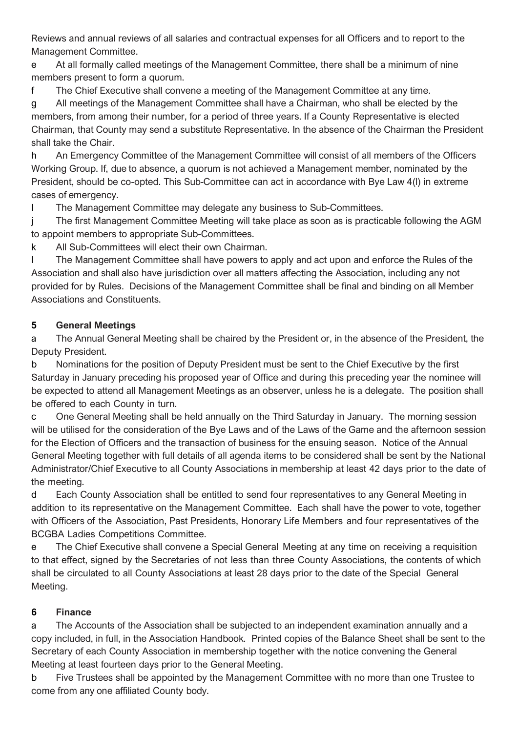Reviews and annual reviews of all salaries and contractual expenses for all Officers and to report to the Management Committee.

e At all formally called meetings of the Management Committee, there shall be a minimum of nine members present to form a quorum.

f The Chief Executive shall convene a meeting of the Management Committee at any time.

g All meetings of the Management Committee shall have a Chairman, who shall be elected by the members, from among their number, for a period of three years. If a County Representative is elected Chairman, that County may send a substitute Representative. In the absence of the Chairman the President shall take the Chair.

h An Emergency Committee of the Management Committee will consist of all members of the Officers Working Group. If, due to absence, a quorum is not achieved a Management member, nominated by the President, should be co-opted. This Sub-Committee can act in accordance with Bye Law 4(l) in extreme cases of emergency.

I The Management Committee may delegate any business to Sub-Committees.

j The first Management Committee Meeting will take place as soon as is practicable following the AGM to appoint members to appropriate Sub-Committees.

k All Sub-Committees will elect their own Chairman.

l The Management Committee shall have powers to apply and act upon and enforce the Rules of the Association and shall also have jurisdiction over all matters affecting the Association, including any not provided for by Rules. Decisions of the Management Committee shall be final and binding on all Member Associations and Constituents.

### 5 General Meetings

a The Annual General Meeting shall be chaired by the President or, in the absence of the President, the Deputy President.

b Nominations for the position of Deputy President must be sent to the Chief Executive by the first Saturday in January preceding his proposed year of Office and during this preceding year the nominee will be expected to attend all Management Meetings as an observer, unless he is a delegate. The position shall be offered to each County in turn.

c One General Meeting shall be held annually on the Third Saturday in January. The morning session will be utilised for the consideration of the Bye Laws and of the Laws of the Game and the afternoon session for the Election of Officers and the transaction of business for the ensuing season. Notice of the Annual General Meeting together with full details of all agenda items to be considered shall be sent by the National Administrator/Chief Executive to all County Associations in membership at least 42 days prior to the date of the meeting.

d Each County Association shall be entitled to send four representatives to any General Meeting in addition to its representative on the Management Committee. Each shall have the power to vote, together with Officers of the Association, Past Presidents, Honorary Life Members and four representatives of the BCGBA Ladies Competitions Committee.

e The Chief Executive shall convene a Special General Meeting at any time on receiving a requisition to that effect, signed by the Secretaries of not less than three County Associations, the contents of which shall be circulated to all County Associations at least 28 days prior to the date of the Special General Meeting.

### 6 Finance

a The Accounts of the Association shall be subjected to an independent examination annually and a copy included, in full, in the Association Handbook. Printed copies of the Balance Sheet shall be sent to the Secretary of each County Association in membership together with the notice convening the General Meeting at least fourteen days prior to the General Meeting.

b Five Trustees shall be appointed by the Management Committee with no more than one Trustee to come from any one affiliated County body.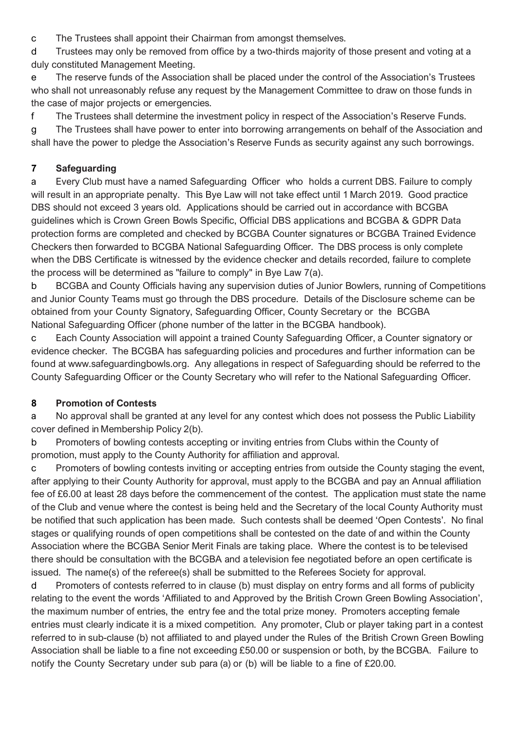c The Trustees shall appoint their Chairman from amongst themselves.

d Trustees may only be removed from office by a two-thirds majority of those present and voting at a duly constituted Management Meeting.

e The reserve funds of the Association shall be placed under the control of the Association's Trustees who shall not unreasonably refuse any request by the Management Committee to draw on those funds in the case of major projects or emergencies.

f The Trustees shall determine the investment policy in respect of the Association's Reserve Funds.

g The Trustees shall have power to enter into borrowing arrangements on behalf of the Association and shall have the power to pledge the Association's Reserve Funds as security against any such borrowings.

## 7 Safeguarding

a Every Club must have a named Safeguarding Officer who holds a current DBS. Failure to comply will result in an appropriate penalty. This Bye Law will not take effect until 1 March 2019. Good practice DBS should not exceed 3 years old. Applications should be carried out in accordance with BCGBA guidelines which is Crown Green Bowls Specific, Official DBS applications and BCGBA & GDPR Data protection forms are completed and checked by BCGBA Counter signatures or BCGBA Trained Evidence Checkers then forwarded to BCGBA National Safeguarding Officer. The DBS process is only complete when the DBS Certificate is witnessed by the evidence checker and details recorded, failure to complete the process will be determined as "failure to comply" in Bye Law 7(a).

b BCGBA and County Officials having any supervision duties of Junior Bowlers, running of Competitions and Junior County Teams must go through the DBS procedure. Details of the Disclosure scheme can be obtained from your County Signatory, Safeguarding Officer, County Secretary or the BCGBA National Safeguarding Officer (phone number of the latter in the BCGBA handbook).

c Each County Association will appoint a trained County Safeguarding Officer, a Counter signatory or evidence checker. The BCGBA has safeguarding policies and procedures and further information can be found at www.safeguardingbowls.org. Any allegations in respect of Safeguarding should be referred to the County Safeguarding Officer or the County Secretary who will refer to the National Safeguarding Officer.

## 8 Promotion of Contests

a No approval shall be granted at any level for any contest which does not possess the Public Liability cover defined in Membership Policy 2(b).

b Promoters of bowling contests accepting or inviting entries from Clubs within the County of promotion, must apply to the County Authority for affiliation and approval.

c Promoters of bowling contests inviting or accepting entries from outside the County staging the event, after applying to their County Authority for approval, must apply to the BCGBA and pay an Annual affiliation fee of £6.00 at least 28 days before the commencement of the contest. The application must state the name of the Club and venue where the contest is being held and the Secretary of the local County Authority must be notified that such application has been made. Such contests shall be deemed 'Open Contests'. No final stages or qualifying rounds of open competitions shall be contested on the date of and within the County Association where the BCGBA Senior Merit Finals are taking place. Where the contest is to be televised there should be consultation with the BCGBA and a television fee negotiated before an open certificate is issued. The name(s) of the referee(s) shall be submitted to the Referees Society for approval.

d Promoters of contests referred to in clause (b) must display on entry forms and all forms of publicity relating to the event the words 'Affiliated to and Approved by the British Crown Green Bowling Association', the maximum number of entries, the entry fee and the total prize money. Promoters accepting female entries must clearly indicate it is a mixed competition. Any promoter, Club or player taking part in a contest referred to in sub-clause (b) not affiliated to and played under the Rules of the British Crown Green Bowling Association shall be liable to a fine not exceeding £50.00 or suspension or both, by the BCGBA. Failure to notify the County Secretary under sub para (a) or (b) will be liable to a fine of £20.00.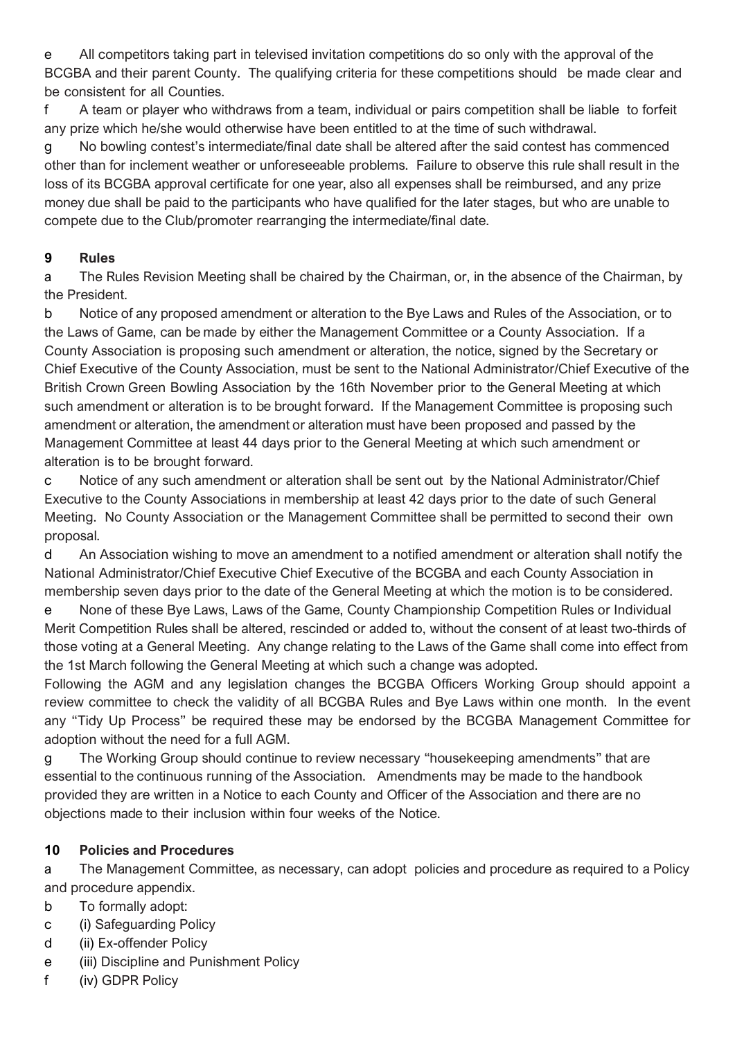e All competitors taking part in televised invitation competitions do so only with the approval of the BCGBA and their parent County. The qualifying criteria for these competitions should be made clear and be consistent for all Counties.

f A team or player who withdraws from a team, individual or pairs competition shall be liable to forfeit any prize which he/she would otherwise have been entitled to at the time of such withdrawal.

g No bowling contest's intermediate/final date shall be altered after the said contest has commenced other than for inclement weather or unforeseeable problems. Failure to observe this rule shall result in the loss of its BCGBA approval certificate for one year, also all expenses shall be reimbursed, and any prize money due shall be paid to the participants who have qualified for the later stages, but who are unable to compete due to the Club/promoter rearranging the intermediate/final date.

**9 Rules**

a The Rules Revision Meeting shall be chaired by the Chairman, or, in the absence of the Chairman, by the President.

b Notice of any proposed amendment or alteration to the Bye Laws and Rules of the Association, or to the Laws of Game, can be made by either the Management Committee or a County Association. If a County Association is proposing such amendment or alteration, the notice, signed by the Secretary or Chief Executive of the County Association, must be sent to the National Administrator/Chief Executive of the British Crown Green Bowling Association by the 16th November prior to the General Meeting at which such amendment or alteration is to be brought forward. If the Management Committee is proposing such amendment or alteration, the amendment or alteration must have been proposed and passed by the Management Committee at least 44 days prior to the General Meeting at which such amendment or alteration is to be brought forward.

c Notice of any such amendment or alteration shall be sent out by the National Administrator/Chief Executive to the County Associations in membership at least 42 days prior to the date of such General Meeting. No County Association or the Management Committee shall be permitted to second their own proposal.

d An Association wishing to move an amendment to a notified amendment or alteration shall notify the National Administrator/Chief Executive Chief Executive of the BCGBA and each County Association in membership seven days prior to the date of the General Meeting at which the motion is to be considered.

e None of these Bye Laws, Laws of the Game, County Championship Competition Rules or Individual Merit Competition Rules shall be altered, rescinded or added to, without the consent of at least two-thirds of those voting at a General Meeting. Any change relating to the Laws of the Game shall come into effect from the 1st March following the General Meeting at which such a change was adopted.

Following the AGM and any legislation changes the BCGBA Officers Working Group should appoint a review committee to check the validity of all BCGBA Rules and Bye Laws within one month. In the event any "Tidy Up Process" be required these may be endorsed by the BCGBA Management Committee for adoption without the need for a full AGM.

g The Working Group should continue to review necessary "housekeeping amendments" that are essential to the continuous running of the Association. Amendments may be made to the handbook provided they are written in a Notice to each County and Officer of the Association and there are no objections made to their inclusion within four weeks of the Notice.

**10 Policies and Procedures**

a The Management Committee, as necessary, can adopt policies and procedure as required to a Policy and procedure appendix.

b To formally adopt:

c (i) Safeguarding Policy

d (ii) Ex-offender Policy

e (iii) Discipline and Punishment Policy

f (iv) GDPR Policy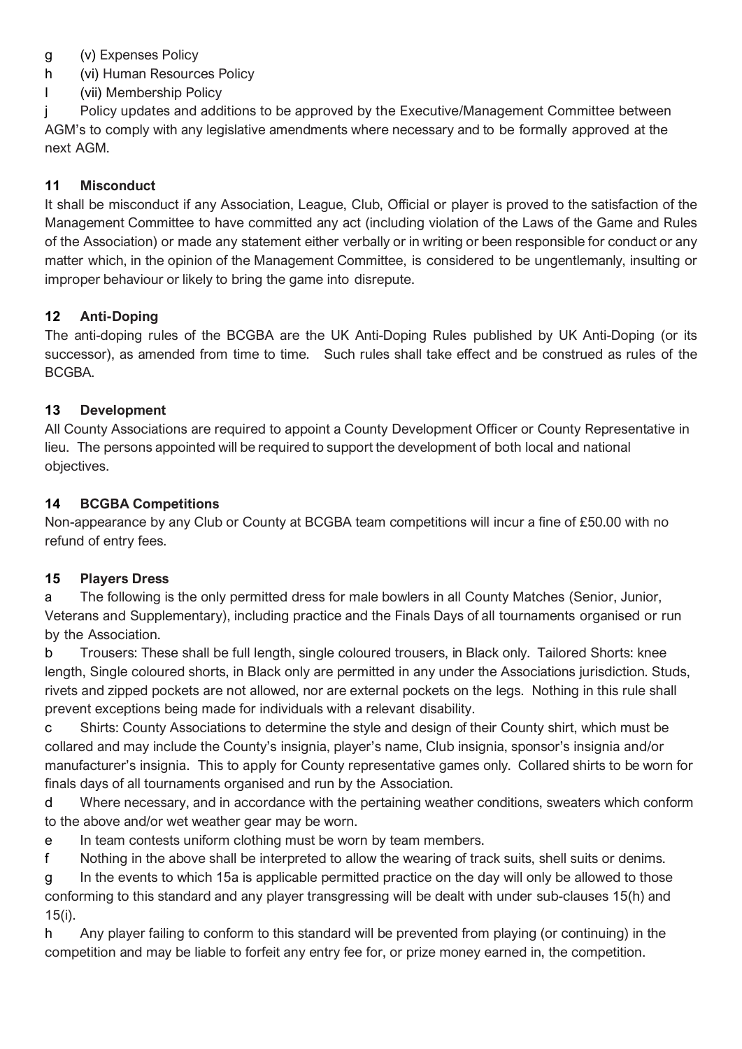g (v) Expenses Policy

h (vi) Human Resources Policy

I (vii) Membership Policy

j Policy updates and additions to be approved by the Executive/Management Committee between AGM's to comply with any legislative amendments where necessary and to be formally approved at the next AGM.

## 11 Misconduct

It shall be misconduct if any Association, League, Club, Official or player is proved to the satisfaction of the Management Committee to have committed any act (including violation of the Laws of the Game and Rules of the Association) or made any statement either verbally or in writing or been responsible for conduct or any matter which, in the opinion of the Management Committee, is considered to be ungentlemanly, insulting or improper behaviour or likely to bring the game into disrepute.

## 12 Anti-Doping

The anti-doping rules of the BCGBA are the UK Anti-Doping Rules published by UK Anti-Doping (or its successor), as amended from time to time. Such rules shall take effect and be construed as rules of the BCGBA.

## 13 Development

All County Associations are required to appoint a County Development Officer or County Representative in lieu. The persons appointed will be required to support the development of both local and national objectives.

## 14 BCGBA Competitions

Non-appearance by any Club or County at BCGBA team competitions will incur a fine of £50.00 with no refund of entry fees.

## 15 Players Dress

a The following is the only permitted dress for male bowlers in all County Matches (Senior, Junior, Veterans and Supplementary), including practice and the Finals Days of all tournaments organised or run by the Association.

b Trousers: These shall be full length, single coloured trousers, in Black only. Tailored Shorts: knee length, Single coloured shorts, in Black only are permitted in any under the Associations jurisdiction. Studs, rivets and zipped pockets are not allowed, nor are external pockets on the legs. Nothing in this rule shall prevent exceptions being made for individuals with a relevant disability.

c Shirts: County Associations to determine the style and design of their County shirt, which must be collared and may include the County's insignia, player's name, Club insignia, sponsor's insignia and/or manufacturer's insignia. This to apply for County representative games only. Collared shirts to be worn for finals days of all tournaments organised and run by the Association.

d Where necessary, and in accordance with the pertaining weather conditions, sweaters which conform to the above and/or wet weather gear may be worn.

e In team contests uniform clothing must be worn by team members.

f Nothing in the above shall be interpreted to allow the wearing of track suits, shell suits or denims.

g In the events to which 15a is applicable permitted practice on the day will only be allowed to those conforming to this standard and any player transgressing will be dealt with under sub-clauses 15(h) and 15(i).

h Any player failing to conform to this standard will be prevented from playing (or continuing) in the competition and may be liable to forfeit any entry fee for, or prize money earned in, the competition.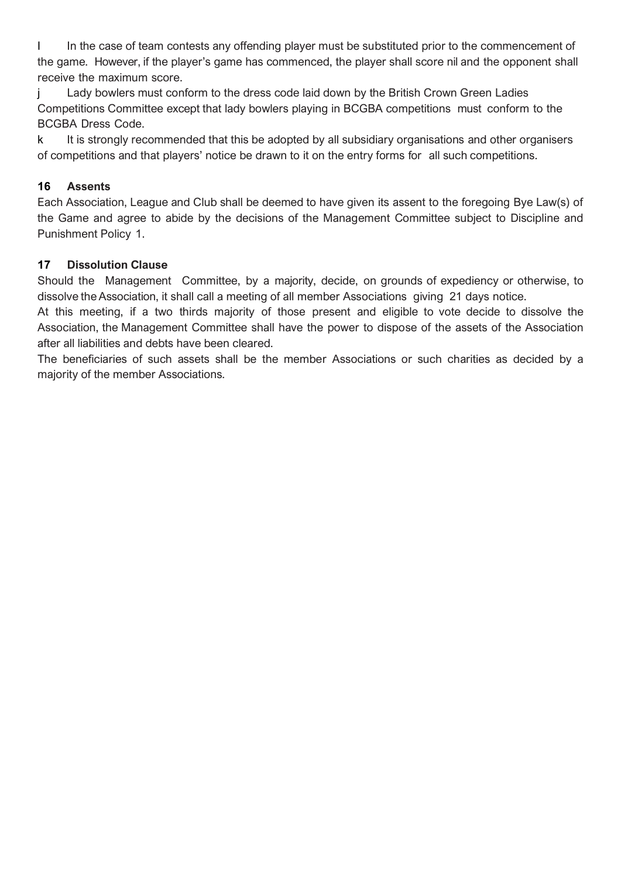I In the case of team contests any offending player must be substituted prior to the commencement of the game. However, if the player's game has commenced, the player shall score nil and the opponent shall receive the maximum score.

j Lady bowlers must conform to the dress code laid down by the British Crown Green Ladies Competitions Committee except that lady bowlers playing in BCGBA competitions must conform to the BCGBA Dress Code.

k It is strongly recommended that this be adopted by all subsidiary organisations and other organisers of competitions and that players' notice be drawn to it on the entry forms for all such competitions.

### 16 Assents

Each Association, League and Club shall be deemed to have given its assent to the foregoing Bye Law(s) of the Game and agree to abide by the decisions of the Management Committee subject to Discipline and Punishment Policy 1.

### 17 Dissolution Clause

Should the Management Committee, by a majority, decide, on grounds of expediency or otherwise, to dissolve the Association, it shall call a meeting of all member Associations giving 21 days notice.

At this meeting, if a two thirds majority of those present and eligible to vote decide to dissolve the Association, the Management Committee shall have the power to dispose of the assets of the Association after all liabilities and debts have been cleared.

The beneficiaries of such assets shall be the member Associations or such charities as decided by a majority of the member Associations.